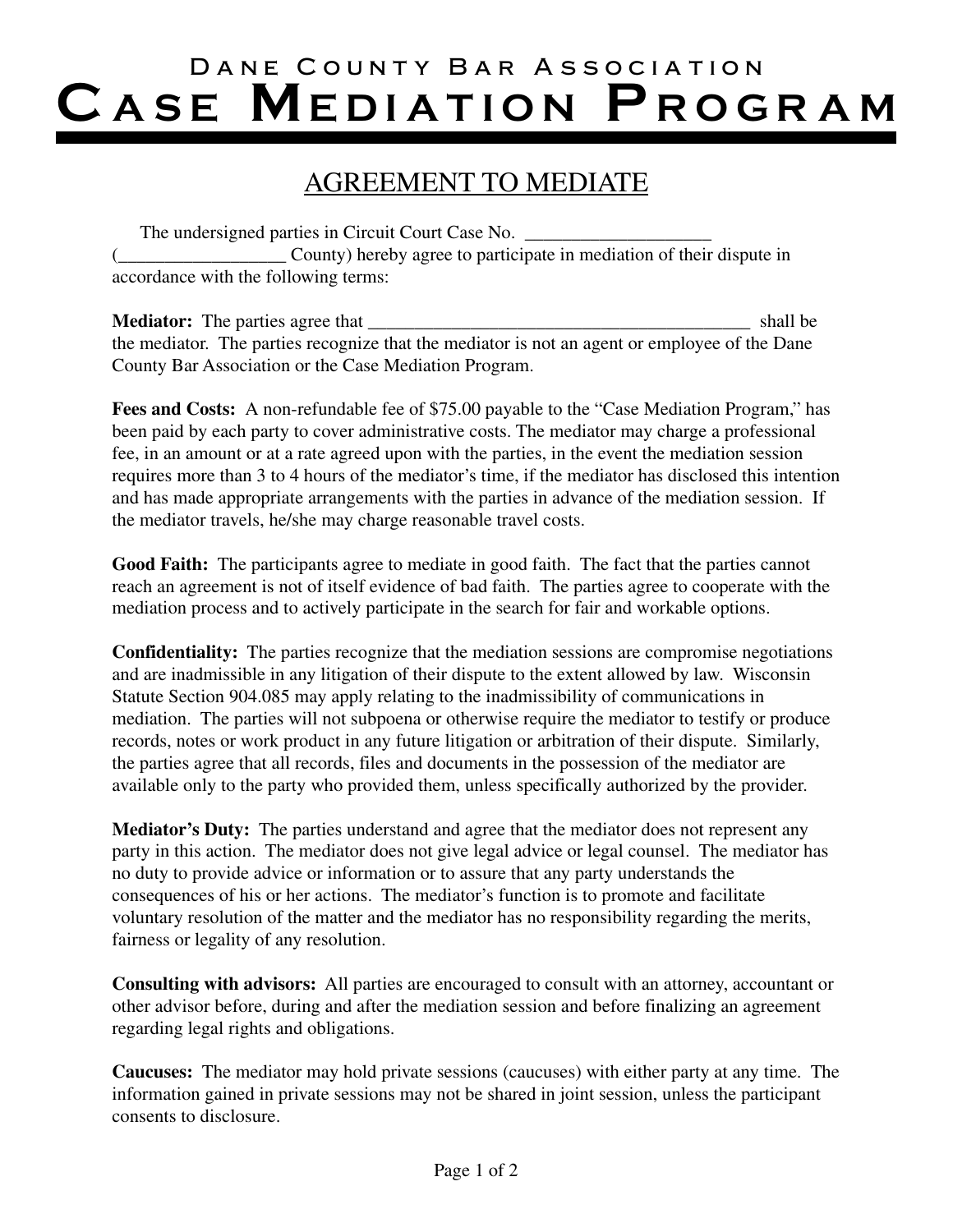# Dane County Bar Association
# Case Mediation Program

## AGREEMENT TO MEDIATE

The undersigned parties in Circuit Court Case No. ___________________ (_________________ County) hereby agree to participate in mediation of their dispute in accordance with the following terms:

**Mediator:** The parties agree that _________________________________________ shall be the mediator. The parties recognize that the mediator is not an agent or employee of the Dane County Bar Association or the Case Mediation Program.

**Fees and Costs:** A non-refundable fee of $75.00 payable to the "Case Mediation Program," has been paid by each party to cover administrative costs. The mediator may charge a professional fee, in an amount or at a rate agreed upon with the parties, in the event the mediation session requires more than 3 to 4 hours of the mediator's time, if the mediator has disclosed this intention and has made appropriate arrangements with the parties in advance of the mediation session. If the mediator travels, he/she may charge reasonable travel costs.

**Good Faith:** The participants agree to mediate in good faith. The fact that the parties cannot reach an agreement is not of itself evidence of bad faith. The parties agree to cooperate with the mediation process and to actively participate in the search for fair and workable options.

**Confidentiality:** The parties recognize that the mediation sessions are compromise negotiations and are inadmissible in any litigation of their dispute to the extent allowed by law. Wisconsin Statute Section 904.085 may apply relating to the inadmissibility of communications in mediation. The parties will not subpoena or otherwise require the mediator to testify or produce records, notes or work product in any future litigation or arbitration of their dispute. Similarly, the parties agree that all records, files and documents in the possession of the mediator are available only to the party who provided them, unless specifically authorized by the provider.

**Mediator's Duty:** The parties understand and agree that the mediator does not represent any party in this action. The mediator does not give legal advice or legal counsel. The mediator has no duty to provide advice or information or to assure that any party understands the consequences of his or her actions. The mediator's function is to promote and facilitate voluntary resolution of the matter and the mediator has no responsibility regarding the merits, fairness or legality of any resolution.

**Consulting with advisors:** All parties are encouraged to consult with an attorney, accountant or other advisor before, during and after the mediation session and before finalizing an agreement regarding legal rights and obligations.

**Caucuses:** The mediator may hold private sessions (caucuses) with either party at any time. The information gained in private sessions may not be shared in joint session, unless the participant consents to disclosure.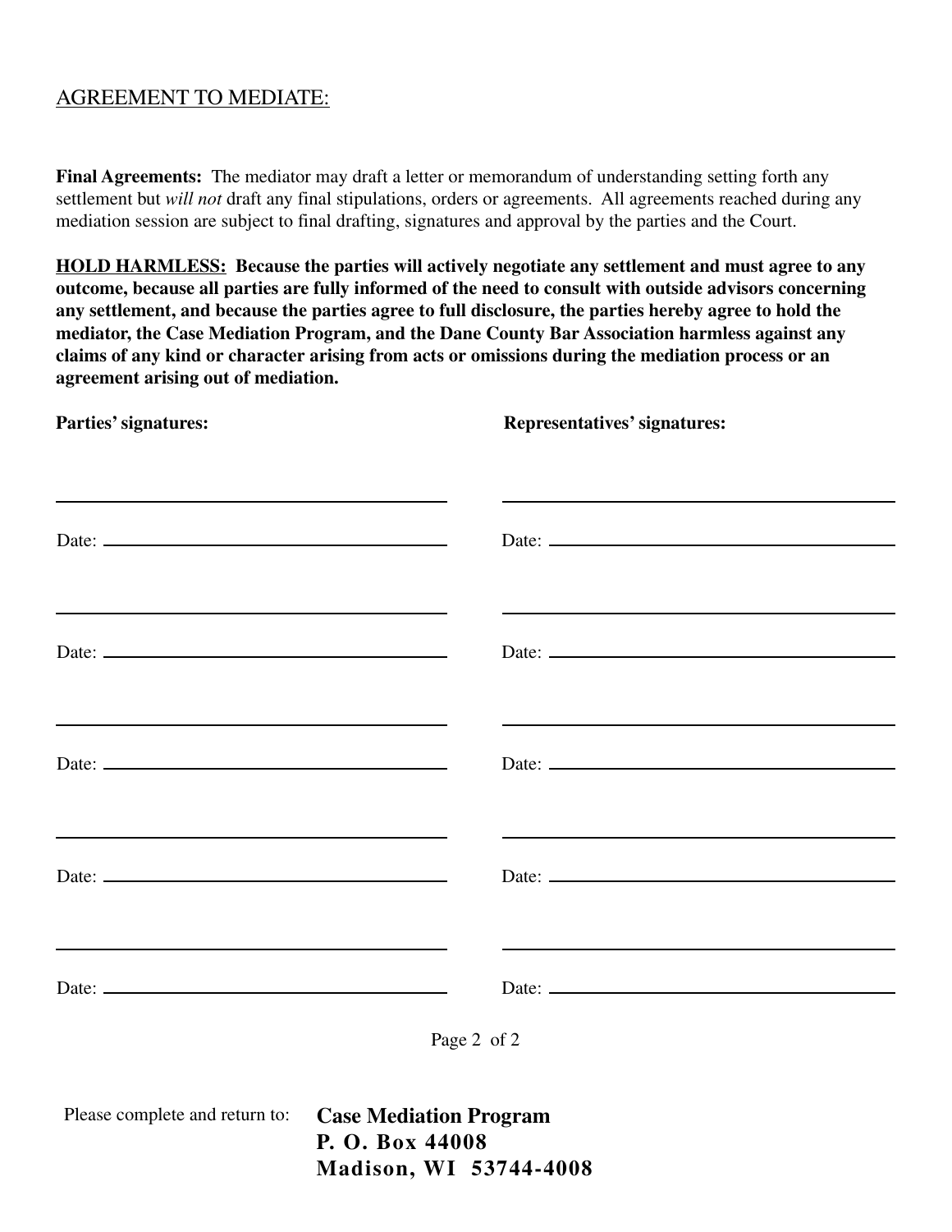AGREEMENT TO MEDIATE:

**Final Agreements:** The mediator may draft a letter or memorandum of understanding setting forth any settlement but *will not* draft any final stipulations, orders or agreements. All agreements reached during any mediation session are subject to final drafting, signatures and approval by the parties and the Court.

**HOLD HARMLESS: Because the parties will actively negotiate any settlement and must agree to any outcome, because all parties are fully informed of the need to consult with outside advisors concerning any settlement, and because the parties agree to full disclosure, the parties hereby agree to hold the mediator, the Case Mediation Program, and the Dane County Bar Association harmless against any claims of any kind or character arising from acts or omissions during the mediation process or an agreement arising out of mediation.**

| **Parties' signatures:** | **Representatives' signatures:** |
| --- | --- |
| ______________________________ | ______________________________ |
| Date: _________________________ | Date: _________________________ |
| ______________________________ | ______________________________ |
| Date: _________________________ | Date: _________________________ |
| ______________________________ | ______________________________ |
| Date: _________________________ | Date: _________________________ |
| ______________________________ | ______________________________ |
| Date: _________________________ | Date: _________________________ |
| ______________________________ | ______________________________ |
| Date: _________________________ | Date: _________________________ |

Please complete and return to: **Case Mediation Program**
**P. O. Box 44008**
**Madison, WI 53744-4008**